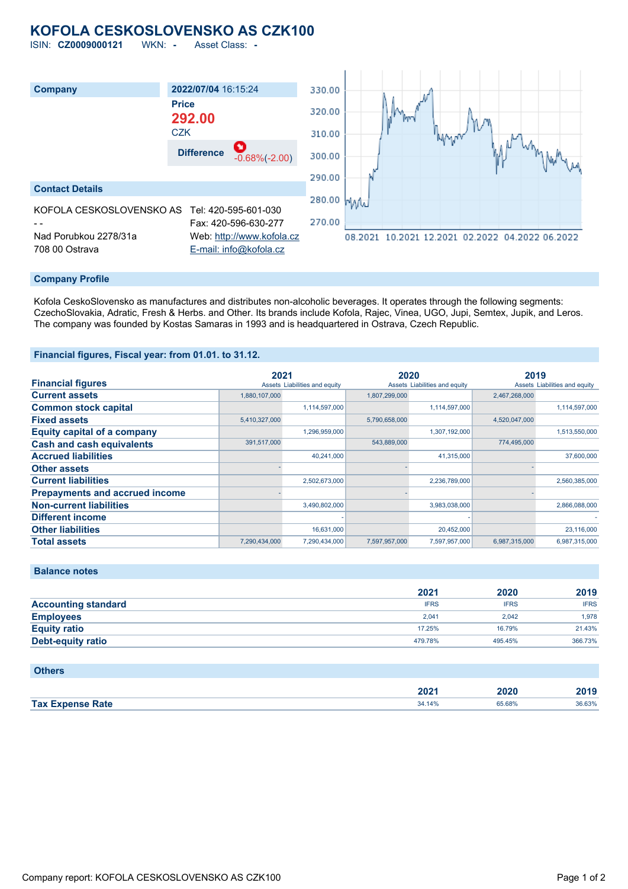# KOFOLA CESKOSLOVENSKO AS CZK100

ISIN: **CZ0009000121** WKN: **-** Asset Class: **-**

| Company | 2022/07/04 16:15:24 |
|---|---|
| | **Price** |
| | **292.00** |
| | CZK |
| | **Difference** -0.68%(-2.00) |

## Contact Details

KOFOLA CESKOSLOVENSKO AS
- -
Nad Porubkou 2278/31a
708 00 Ostrava

Tel: 420-595-601-030
Fax: 420-596-630-277
Web: http://www.kofola.cz
E-mail: info@kofola.cz

## Company Profile

Kofola CeskoSlovensko as manufactures and distributes non-alcoholic beverages. It operates through the following segments: CzechoSlovakia, Adratic, Fresh & Herbs. and Other. Its brands include Kofola, Rajec, Vinea, UGO, Jupi, Semtex, Jupik, and Leros. The company was founded by Kostas Samaras in 1993 and is headquartered in Ostrava, Czech Republic.

## Financial figures, Fiscal year: from 01.01. to 31.12.

| Financial figures | 2021 Assets | 2021 Liabilities and equity | 2020 Assets | 2020 Liabilities and equity | 2019 Assets | 2019 Liabilities and equity |
|---|---|---|---|---|---|---|
| **Current assets** | 1,880,107,000 | | 1,807,299,000 | | 2,467,268,000 | |
| **Common stock capital** | | 1,114,597,000 | | 1,114,597,000 | | 1,114,597,000 |
| **Fixed assets** | 5,410,327,000 | | 5,790,658,000 | | 4,520,047,000 | |
| **Equity capital of a company** | | 1,296,959,000 | | 1,307,192,000 | | 1,513,550,000 |
| **Cash and cash equivalents** | 391,517,000 | | 543,889,000 | | 774,495,000 | |
| **Accrued liabilities** | | 40,241,000 | | 41,315,000 | | 37,600,000 |
| **Other assets** | - | | - | | - | |
| **Current liabilities** | | 2,502,673,000 | | 2,236,789,000 | | 2,560,385,000 |
| **Prepayments and accrued income** | - | | - | | - | |
| **Non-current liabilities** | | 3,490,802,000 | | 3,983,038,000 | | 2,866,088,000 |
| **Different income** | | - | | - | | - |
| **Other liabilities** | | 16,631,000 | | 20,452,000 | | 23,116,000 |
| **Total assets** | 7,290,434,000 | 7,290,434,000 | 7,597,957,000 | 7,597,957,000 | 6,987,315,000 | 6,987,315,000 |

## Balance notes

| | 2021 | 2020 | 2019 |
|---|---|---|---|
| **Accounting standard** | IFRS | IFRS | IFRS |
| **Employees** | 2,041 | 2,042 | 1,978 |
| **Equity ratio** | 17.25% | 16.79% | 21.43% |
| **Debt-equity ratio** | 479.78% | 495.45% | 366.73% |

## Others

| | 2021 | 2020 | 2019 |
|---|---|---|---|
| **Tax Expense Rate** | 34.14% | 65.68% | 36.63% |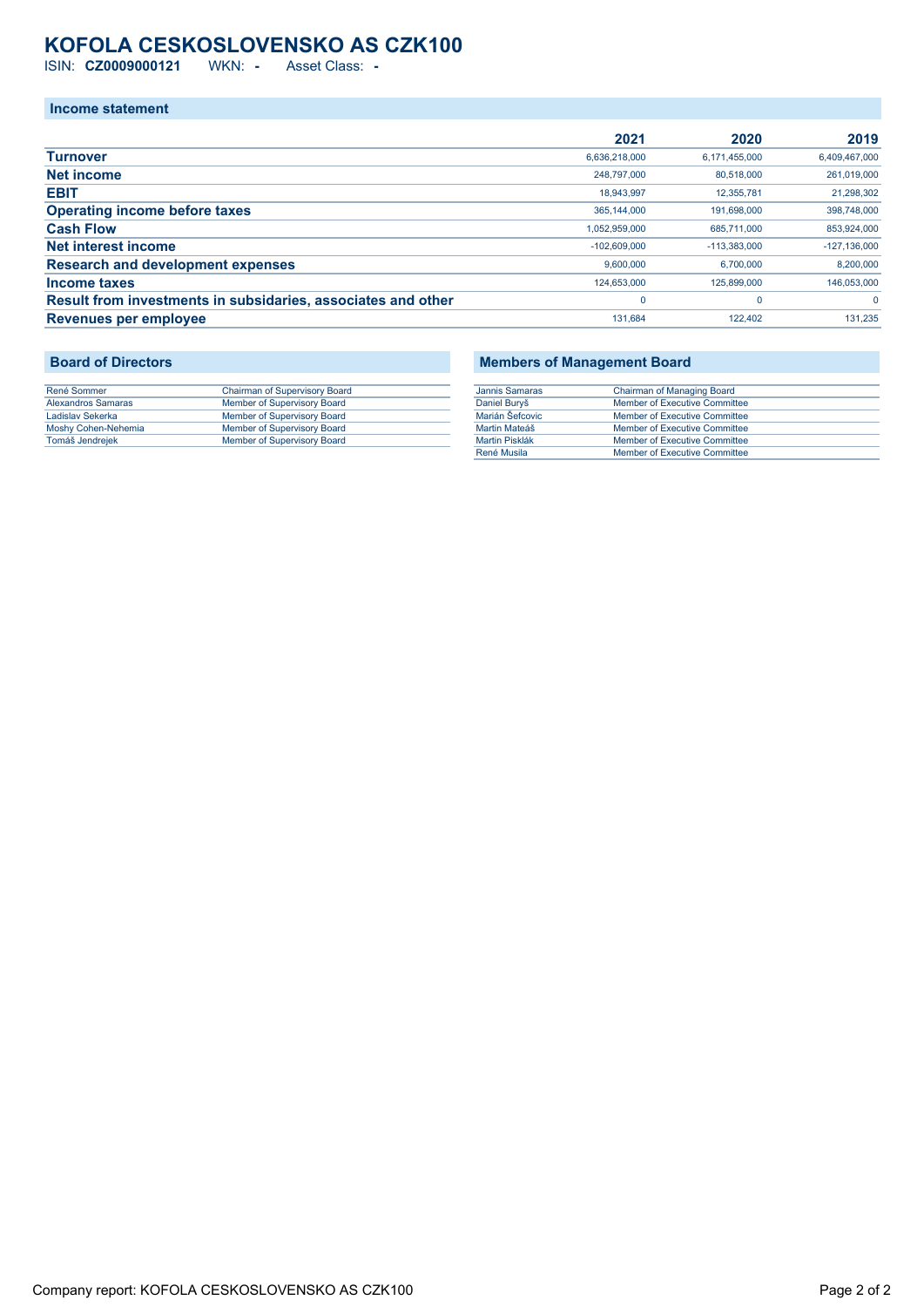# KOFOLA CESKOSLOVENSKO AS CZK100

ISIN: **CZ0009000121** WKN: **-** Asset Class: **-**

## Income statement

| | 2021 | 2020 | 2019 |
|---|---|---|---|
| **Turnover** | 6,636,218,000 | 6,171,455,000 | 6,409,467,000 |
| **Net income** | 248,797,000 | 80,518,000 | 261,019,000 |
| **EBIT** | 18,943,997 | 12,355,781 | 21,298,302 |
| **Operating income before taxes** | 365,144,000 | 191,698,000 | 398,748,000 |
| **Cash Flow** | 1,052,959,000 | 685,711,000 | 853,924,000 |
| **Net interest income** | -102,609,000 | -113,383,000 | -127,136,000 |
| **Research and development expenses** | 9,600,000 | 6,700,000 | 8,200,000 |
| **Income taxes** | 124,653,000 | 125,899,000 | 146,053,000 |
| **Result from investments in subsidaries, associates and other** | 0 | 0 | 0 |
| **Revenues per employee** | 131,684 | 122,402 | 131,235 |

## Board of Directors

| | |
|---|---|
| René Sommer | Chairman of Supervisory Board |
| Alexandros Samaras | Member of Supervisory Board |
| Ladislav Sekerka | Member of Supervisory Board |
| Moshy Cohen-Nehemia | Member of Supervisory Board |
| Tomáš Jendrejek | Member of Supervisory Board |

## Members of Management Board

| | |
|---|---|
| Jannis Samaras | Chairman of Managing Board |
| Daniel Buryš | Member of Executive Committee |
| Marián Šefcovic | Member of Executive Committee |
| Martin Mateáš | Member of Executive Committee |
| Martin Pisklák | Member of Executive Committee |
| René Musila | Member of Executive Committee |